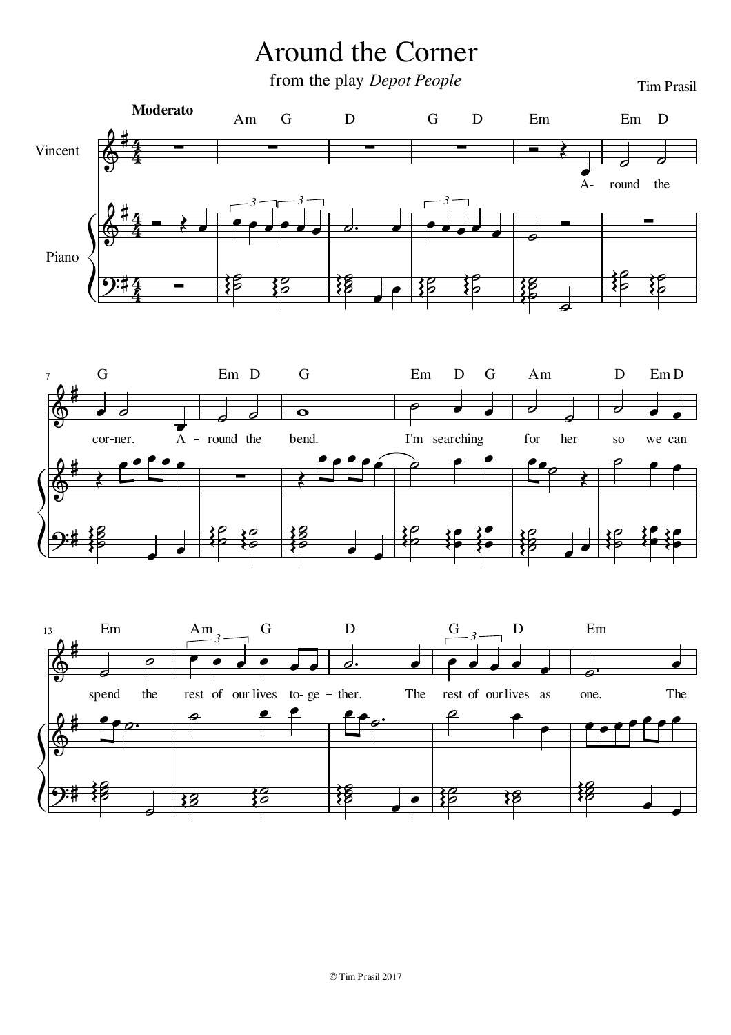# Around the Corner

from the play *Depot People*

Tim Prasil

**Moderato**

Vincent

Piano

A- round the cor-ner. A - round the bend. I'm searching for her so we can spend the rest of our lives to- ge - ther. The rest of our lives as one. The

© Tim Prasil 2017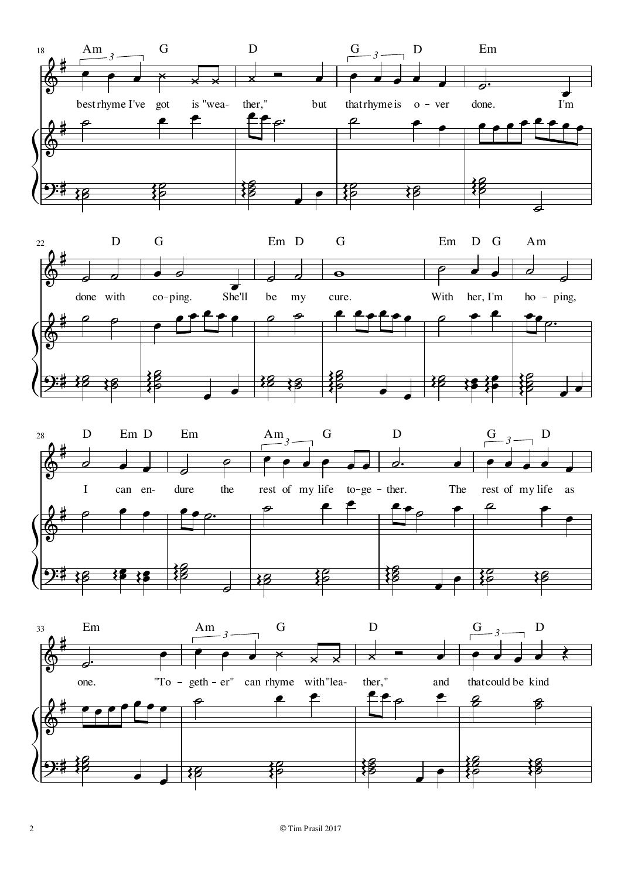**18** Am G D G D Em

best rhyme I've got is "wea- ther," but that rhyme is o - ver done. I'm

**22** D G Em D G Em D G Am

done with co-ping. She'll be my cure. With her, I'm ho - ping,

**28** D Em D Em Am G D G D

I can en- dure the rest of my life to-ge - ther. The rest of my life as

**33** Em Am G D G D

one. "To - geth - er" can rhyme with "lea- ther," and that could be kind

© Tim Prasil 2017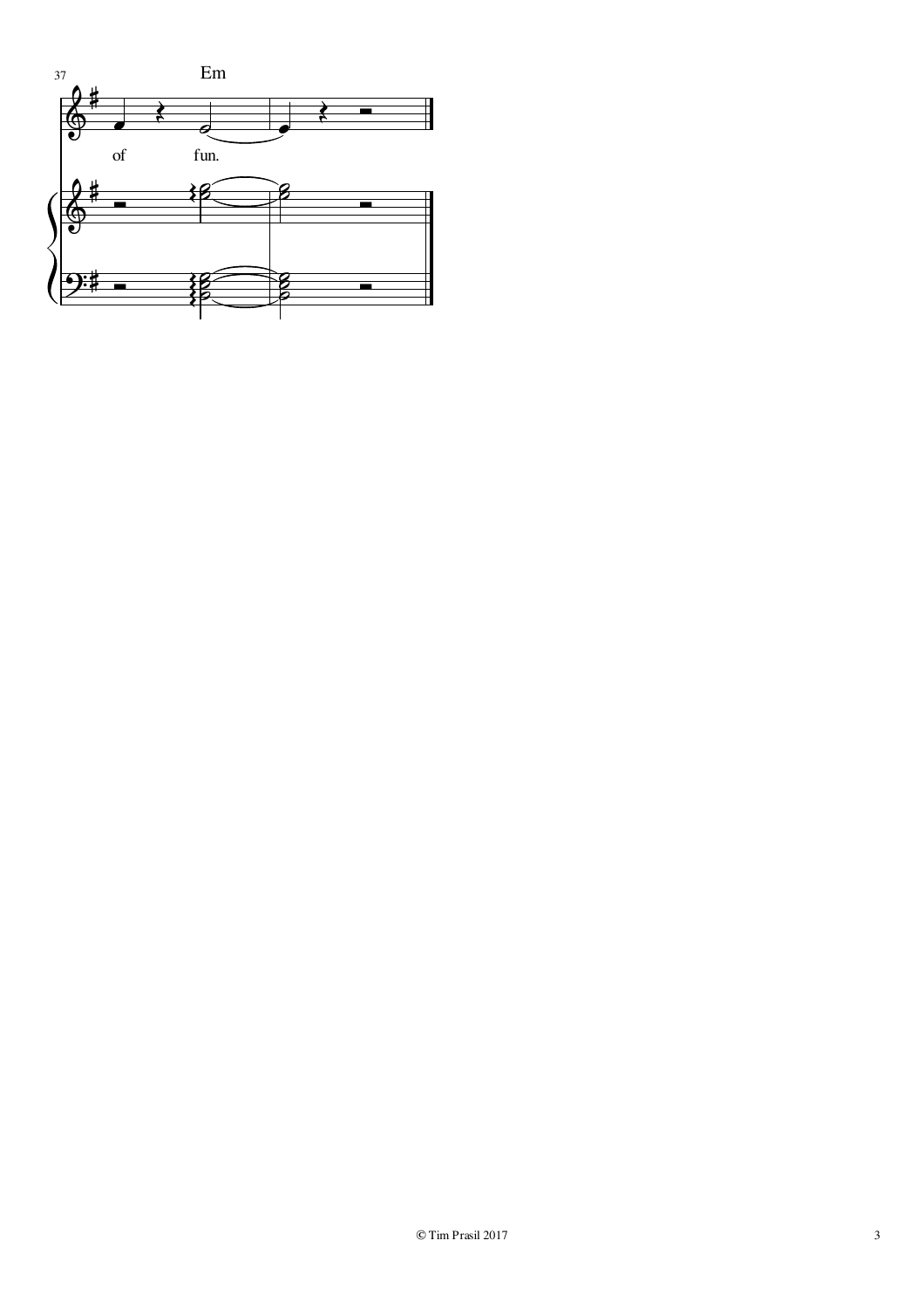37

Em

of fun.